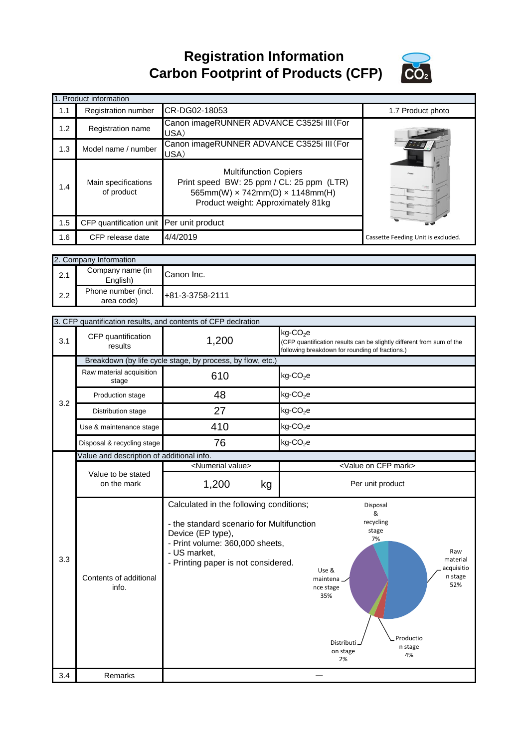# Registration Information
# Carbon Footprint of Products (CFP)

| 1. Product information | | | |
|---|---|---|---|
| 1.1 | Registration number | CR-DG02-18053 | 1.7 Product photo |
| 1.2 | Registration name | Canon imageRUNNER ADVANCE C3525i III(For USA) | |
| 1.3 | Model name / number | Canon imageRUNNER ADVANCE C3525i III(For USA) | |
| 1.4 | Main specifications of product | Multifunction Copiers<br>Print speed BW: 25 ppm / CL: 25 ppm (LTR)<br>565mm(W) × 742mm(D) × 1148mm(H)<br>Product weight: Approximately 81kg | |
| 1.5 | CFP quantification unit | Per unit product | |
| 1.6 | CFP release date | 4/4/2019 | Cassette Feeding Unit is excluded. |

| 2. Company Information | | |
|---|---|---|
| 2.1 | Company name (in English) | Canon Inc. |
| 2.2 | Phone number (incl. area code) | +81-3-3758-2111 |

| 3. CFP quantification results, and contents of CFP declration | | | |
|---|---|---|---|
| 3.1 | CFP quantification results | 1,200 | kg-$CO_2$e<br>(CFP quantification results can be slightly different from sum of the following breakdown for rounding of fractions.) |
| 3.2 | Breakdown (by life cycle stage, by process, by flow, etc.) | | |
| | Raw material acquisition stage | 610 | kg-$CO_2$e |
| | Production stage | 48 | kg-$CO_2$e |
| | Distribution stage | 27 | kg-$CO_2$e |
| | Use & maintenance stage | 410 | kg-$CO_2$e |
| | Disposal & recycling stage | 76 | kg-$CO_2$e |
| 3.3 | Value and description of additional info. | | |
| | Value to be stated on the mark | <Numerial value><br>1,200 kg | <Value on CFP mark><br>Per unit product |
| | Contents of additional info. | Calculated in the following conditions;<br>- the standard scenario for Multifunction Device (EP type),<br>- Print volume: 360,000 sheets,<br>- US market,<br>- Printing paper is not considered. | Raw material acquisition stage 52%<br>Production stage 4%<br>Distribution stage 2%<br>Use & maintenance stage 35%<br>Disposal & recycling stage 7% |
| 3.4 | Remarks | — | |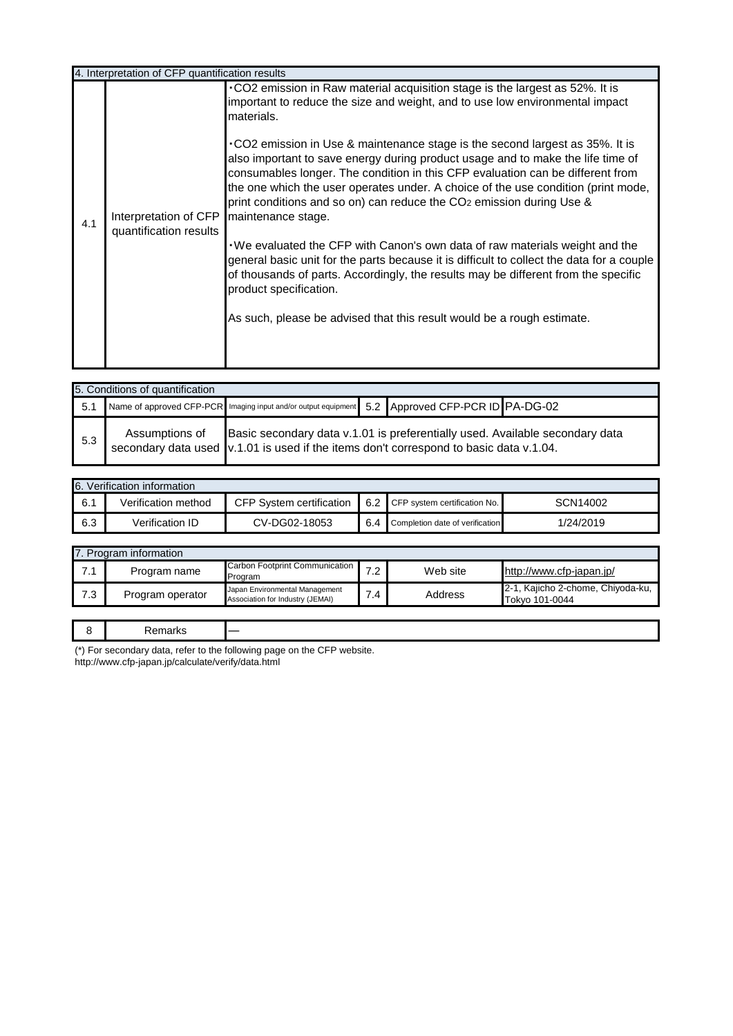| 4. Interpretation of CFP quantification results | | |
|---|---|---|
| 4.1 | Interpretation of CFP quantification results | ・$CO_2$ emission in Raw material acquisition stage is the largest as 52%. It is important to reduce the size and weight, and to use low environmental impact materials.<br><br>・$CO_2$ emission in Use & maintenance stage is the second largest as 35%. It is also important to save energy during product usage and to make the life time of consumables longer. The condition in this CFP evaluation can be different from the one which the user operates under. A choice of the use condition (print mode, print conditions and so on) can reduce the $CO_2$ emission during Use & maintenance stage.<br><br>・We evaluated the CFP with Canon's own data of raw materials weight and the general basic unit for the parts because it is difficult to collect the data for a couple of thousands of parts. Accordingly, the results may be different from the specific product specification.<br><br>As such, please be advised that this result would be a rough estimate. |

| 5. Conditions of quantification | | | | | |
|---|---|---|---|---|---|
| 5.1 | Name of approved CFP-PCR | Imaging input and/or output equipment | 5.2 | Approved CFP-PCR ID | PA-DG-02 |
| 5.3 | Assumptions of secondary data used | Basic secondary data v.1.01 is preferentially used. Available secondary data v.1.01 is used if the items don't correspond to basic data v.1.04. | | | |

| 6. Verification information | | | | | |
|---|---|---|---|---|---|
| 6.1 | Verification method | CFP System certification | 6.2 | CFP system certification No. | SCN14002 |
| 6.3 | Verification ID | CV-DG02-18053 | 6.4 | Completion date of verification | 1/24/2019 |

| 7. Program information | | | | | |
|---|---|---|---|---|---|
| 7.1 | Program name | Carbon Footprint Communication Program | 7.2 | Web site | http://www.cfp-japan.jp/ |
| 7.3 | Program operator | Japan Environmental Management Association for Industry (JEMAI) | 7.4 | Address | 2-1, Kajicho 2-chome, Chiyoda-ku, Tokyo 101-0044 |

| | | |
|---|---|---|
| 8 | Remarks | — |

(*) For secondary data, refer to the following page on the CFP website.
http://www.cfp-japan.jp/calculate/verify/data.html